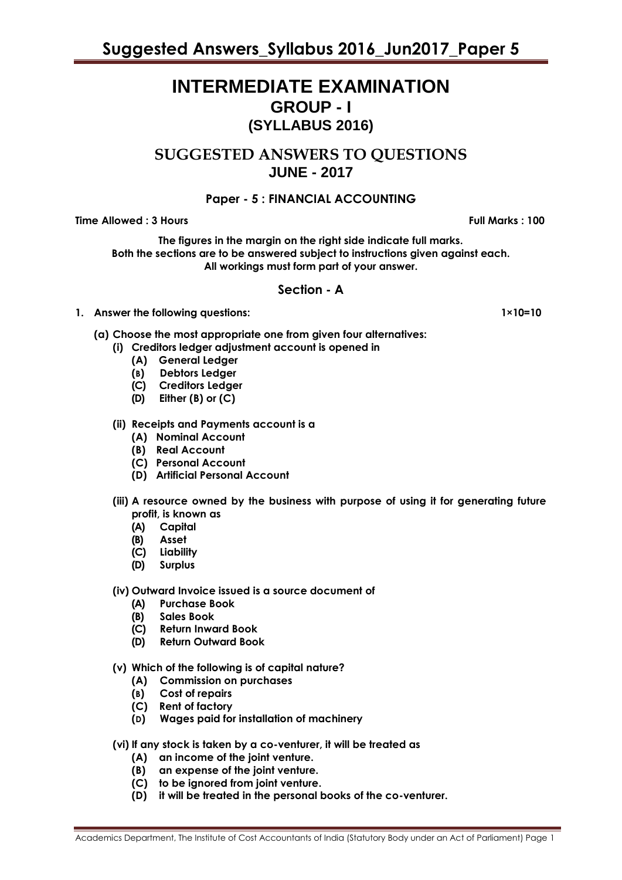# INTERMEDIATE EXAMINATION

## GROUP - I

## (SYLLABUS 2016)

## SUGGESTED ANSWERS TO QUESTIONS

## JUNE - 2017

### Paper - 5 : FINANCIAL ACCOUNTING

**Time Allowed : 3 Hours** **Full Marks : 100**

**The figures in the margin on the right side indicate full marks.**
**Both the sections are to be answered subject to instructions given against each.**
**All workings must form part of your answer.**

## Section - A

**1. Answer the following questions: 1×10=10**

**(a) Choose the most appropriate one from given four alternatives:**

**(i) Creditors ledger adjustment account is opened in**
- (A) General Ledger
- (B) Debtors Ledger
- (C) Creditors Ledger
- (D) Either (B) or (C)

**(ii) Receipts and Payments account is a**
- (A) Nominal Account
- (B) Real Account
- (C) Personal Account
- (D) Artificial Personal Account

**(iii) A resource owned by the business with purpose of using it for generating future profit, is known as**
- (A) Capital
- (B) Asset
- (C) Liability
- (D) Surplus

**(iv) Outward Invoice issued is a source document of**
- (A) Purchase Book
- (B) Sales Book
- (C) Return Inward Book
- (D) Return Outward Book

**(v) Which of the following is of capital nature?**
- (A) Commission on purchases
- (B) Cost of repairs
- (C) Rent of factory
- (D) Wages paid for installation of machinery

**(vi) If any stock is taken by a co-venturer, it will be treated as**
- (A) an income of the joint venture.
- (B) an expense of the joint venture.
- (C) to be ignored from joint venture.
- (D) it will be treated in the personal books of the co-venturer.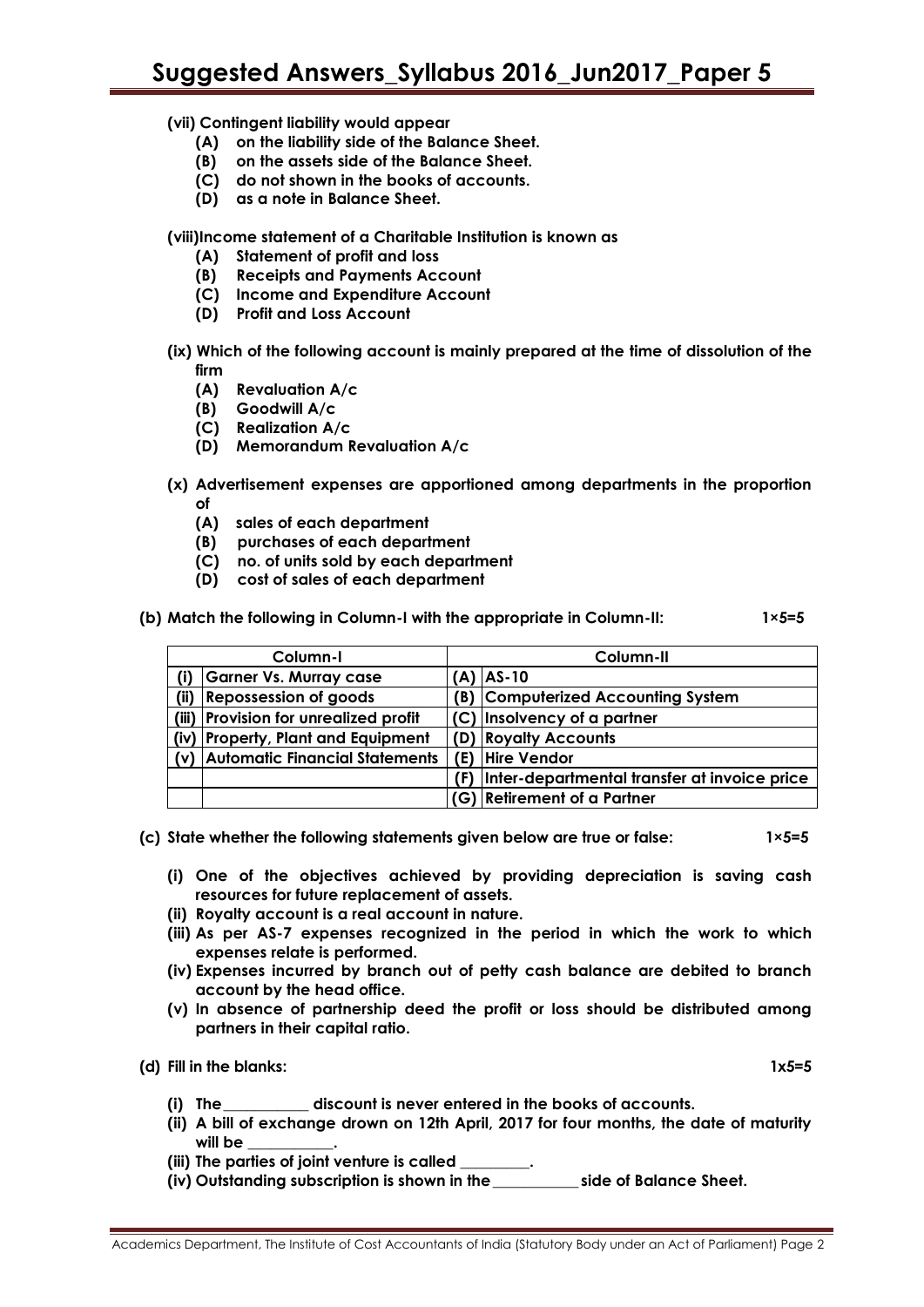**(vii) Contingent liability would appear**

- **(A) on the liability side of the Balance Sheet.**
- **(B) on the assets side of the Balance Sheet.**
- **(C) do not shown in the books of accounts.**
- **(D) as a note in Balance Sheet.**

**(viii)Income statement of a Charitable Institution is known as**

- **(A) Statement of profit and loss**
- **(B) Receipts and Payments Account**
- **(C) Income and Expenditure Account**
- **(D) Profit and Loss Account**

**(ix) Which of the following account is mainly prepared at the time of dissolution of the firm**

- **(A) Revaluation A/c**
- **(B) Goodwill A/c**
- **(C) Realization A/c**
- **(D) Memorandum Revaluation A/c**

**(x) Advertisement expenses are apportioned among departments in the proportion of**

- **(A) sales of each department**
- **(B) purchases of each department**
- **(C) no. of units sold by each department**
- **(D) cost of sales of each department**

**(b) Match the following in Column-I with the appropriate in Column-II: 1×5=5**

| | Column-I | | Column-II |
|---|---|---|---|
| (i) | Garner Vs. Murray case | (A) | AS-10 |
| (ii) | Repossession of goods | (B) | Computerized Accounting System |
| (iii) | Provision for unrealized profit | (C) | Insolvency of a partner |
| (iv) | Property, Plant and Equipment | (D) | Royalty Accounts |
| (v) | Automatic Financial Statements | (E) | Hire Vendor |
| | | (F) | Inter-departmental transfer at invoice price |
| | | (G) | Retirement of a Partner |

**(c) State whether the following statements given below are true or false: 1×5=5**

**(i) One of the objectives achieved by providing depreciation is saving cash resources for future replacement of assets.**

**(ii) Royalty account is a real account in nature.**

**(iii) As per AS-7 expenses recognized in the period in which the work to which expenses relate is performed.**

**(iv) Expenses incurred by branch out of petty cash balance are debited to branch account by the head office.**

**(v) In absence of partnership deed the profit or loss should be distributed among partners in their capital ratio.**

**(d) Fill in the blanks: 1x5=5**

**(i) The___________ discount is never entered in the books of accounts.**

**(ii) A bill of exchange drown on 12th April, 2017 for four months, the date of maturity will be ___________.**

**(iii) The parties of joint venture is called _________.**

**(iv) Outstanding subscription is shown in the___________side of Balance Sheet.**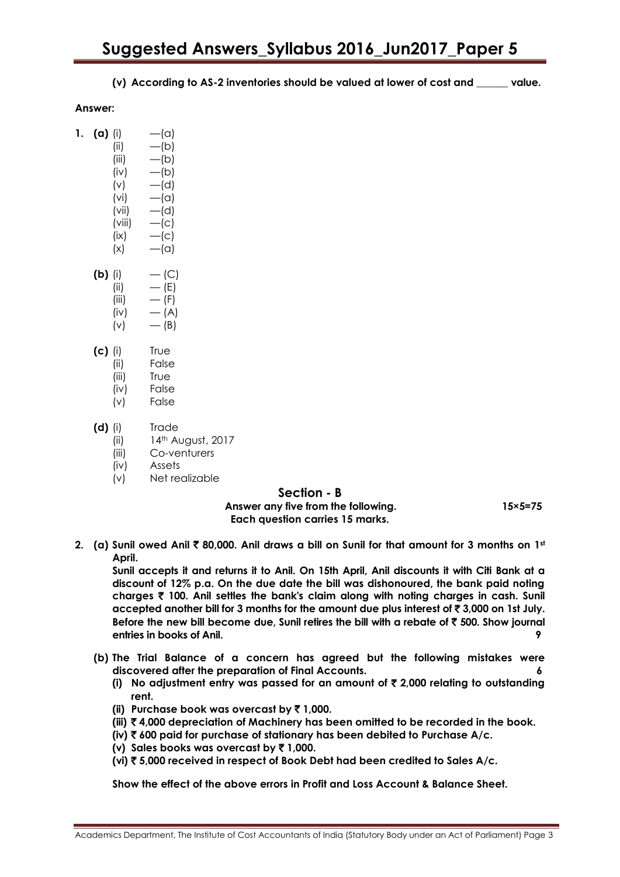**(v) According to AS-2 inventories should be valued at lower of cost and ______ value.**

**Answer:**

1. **(a)**
   - (i) —(a)
   - (ii) —(b)
   - (iii) —(b)
   - (iv) —(b)
   - (v) —(d)
   - (vi) —(a)
   - (vii) —(d)
   - (viii) —(c)
   - (ix) —(c)
   - (x) —(a)

   **(b)**
   - (i) — (C)
   - (ii) — (E)
   - (iii) — (F)
   - (iv) — (A)
   - (v) — (B)

   **(c)**
   - (i) True
   - (ii) False
   - (iii) True
   - (iv) False
   - (v) False

   **(d)**
   - (i) Trade
   - (ii) 14th August, 2017
   - (iii) Co-venturers
   - (iv) Assets
   - (v) Net realizable

## Section - B

**Answer any five from the following. 15×5=75**
**Each question carries 15 marks.**

2. **(a) Sunil owed Anil ₹ 80,000. Anil draws a bill on Sunil for that amount for 3 months on 1st April.**

   **Sunil accepts it and returns it to Anil. On 15th April, Anil discounts it with Citi Bank at a discount of 12% p.a. On the due date the bill was dishonoured, the bank paid noting charges ₹ 100. Anil settles the bank's claim along with noting charges in cash. Sunil accepted another bill for 3 months for the amount due plus interest of ₹ 3,000 on 1st July. Before the new bill become due, Sunil retires the bill with a rebate of ₹ 500. Show journal entries in books of Anil.** **9**

   **(b) The Trial Balance of a concern has agreed but the following mistakes were discovered after the preparation of Final Accounts.** **6**

   **(i) No adjustment entry was passed for an amount of ₹ 2,000 relating to outstanding rent.**

   **(ii) Purchase book was overcast by ₹ 1,000.**

   **(iii) ₹ 4,000 depreciation of Machinery has been omitted to be recorded in the book.**

   **(iv) ₹ 600 paid for purchase of stationary has been debited to Purchase A/c.**

   **(v) Sales books was overcast by ₹ 1,000.**

   **(vi) ₹ 5,000 received in respect of Book Debt had been credited to Sales A/c.**

   **Show the effect of the above errors in Profit and Loss Account & Balance Sheet.**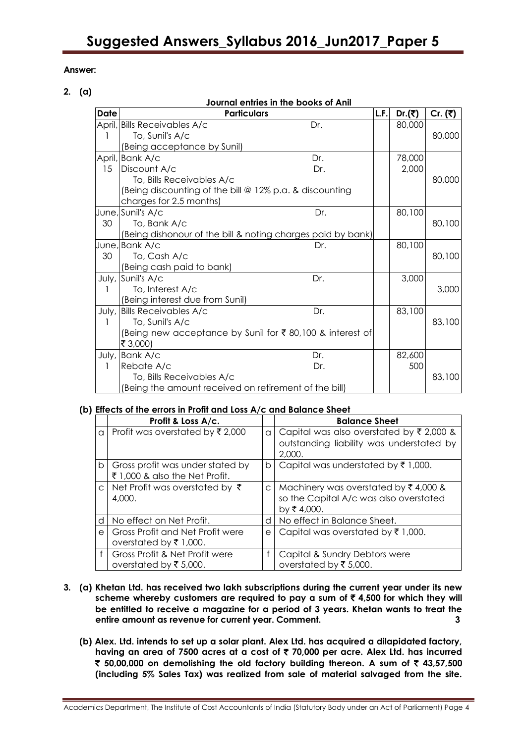**Answer:**

**2. (a)**

**Journal entries in the books of Anil**

| Date | Particulars | | L.F. | Dr.(₹) | Cr. (₹) |
|---|---|---|---|---|---|
| April, 1 | Bills Receivables A/c | Dr. | | 80,000 | |
| | To, Sunil's A/c | | | | 80,000 |
| | (Being acceptance by Sunil) | | | | |
| April, 15 | Bank A/c | Dr. | | 78,000 | |
| | Discount A/c | Dr. | | 2,000 | |
| | To, Bills Receivables A/c | | | | 80,000 |
| | (Being discounting of the bill @ 12% p.a. & discounting charges for 2.5 months) | | | | |
| June, 30 | Sunil's A/c | Dr. | | 80,100 | |
| | To, Bank A/c | | | | 80,100 |
| | (Being dishonour of the bill & noting charges paid by bank) | | | | |
| June, 30 | Bank A/c | Dr. | | 80,100 | |
| | To, Cash A/c | | | | 80,100 |
| | (Being cash paid to bank) | | | | |
| July, 1 | Sunil's A/c | Dr. | | 3,000 | |
| | To, Interest A/c | | | | 3,000 |
| | (Being interest due from Sunil) | | | | |
| July, 1 | Bills Receivables A/c | Dr. | | 83,100 | |
| | To, Sunil's A/c | | | | 83,100 |
| | (Being new acceptance by Sunil for ₹ 80,100 & interest of ₹ 3,000) | | | | |
| July, 1 | Bank A/c | Dr. | | 82,600 | |
| | Rebate A/c | Dr. | | 500 | |
| | To, Bills Receivables A/c | | | | 83,100 |
| | (Being the amount received on retirement of the bill) | | | | |

**(b) Effects of the errors in Profit and Loss A/c and Balance Sheet**

| | Profit & Loss A/c. | | Balance Sheet |
|---|---|---|---|
| a | Profit was overstated by ₹ 2,000 | a | Capital was also overstated by ₹ 2,000 & outstanding liability was understated by 2,000. |
| b | Gross profit was under stated by ₹ 1,000 & also the Net Profit. | b | Capital was understated by ₹ 1,000. |
| c | Net Profit was overstated by ₹ 4,000. | c | Machinery was overstated by ₹ 4,000 & so the Capital A/c was also overstated by ₹ 4,000. |
| d | No effect on Net Profit. | d | No effect in Balance Sheet. |
| e | Gross Profit and Net Profit were overstated by ₹ 1,000. | e | Capital was overstated by ₹ 1,000. |
| f | Gross Profit & Net Profit were overstated by ₹ 5,000. | f | Capital & Sundry Debtors were overstated by ₹ 5,000. |

**3. (a) Khetan Ltd. has received two lakh subscriptions during the current year under its new scheme whereby customers are required to pay a sum of ₹ 4,500 for which they will be entitled to receive a magazine for a period of 3 years. Khetan wants to treat the entire amount as revenue for current year. Comment.** **3**

**(b) Alex. Ltd. intends to set up a solar plant. Alex Ltd. has acquired a dilapidated factory, having an area of 7500 acres at a cost of ₹ 70,000 per acre. Alex Ltd. has incurred ₹ 50,00,000 on demolishing the old factory building thereon. A sum of ₹ 43,57,500 (including 5% Sales Tax) was realized from sale of material salvaged from the site.**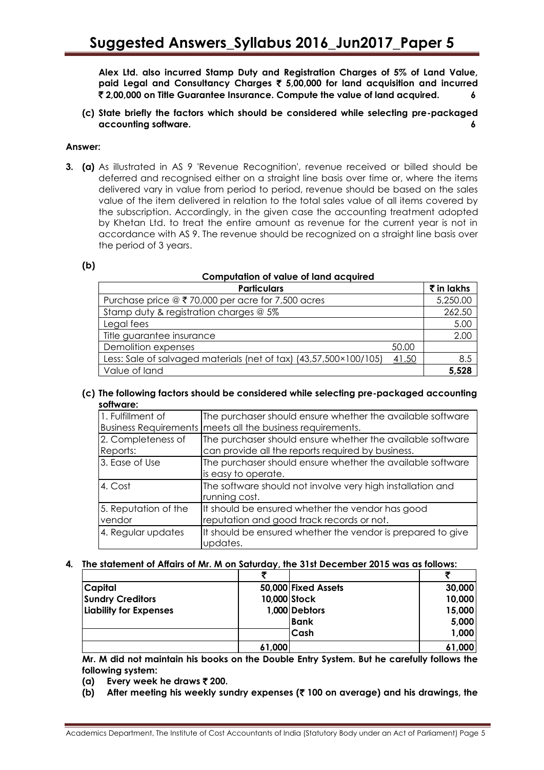**Alex Ltd. also incurred Stamp Duty and Registration Charges of 5% of Land Value, paid Legal and Consultancy Charges ₹ 5,00,000 for land acquisition and incurred ₹ 2,00,000 on Title Guarantee Insurance. Compute the value of land acquired. 6**

**(c) State briefly the factors which should be considered while selecting pre-packaged accounting software. 6**

**Answer:**

**3. (a)** As illustrated in AS 9 'Revenue Recognition', revenue received or billed should be deferred and recognised either on a straight line basis over time or, where the items delivered vary in value from period to period, revenue should be based on the sales value of the item delivered in relation to the total sales value of all items covered by the subscription. Accordingly, in the given case the accounting treatment adopted by Khetan Ltd. to treat the entire amount as revenue for the current year is not in accordance with AS 9. The revenue should be recognized on a straight line basis over the period of 3 years.

**(b)**

**Computation of value of land acquired**

| Particulars | | ₹ in lakhs |
|---|---|---|
| Purchase price @ ₹ 70,000 per acre for 7,500 acres | | 5,250.00 |
| Stamp duty & registration charges @ 5% | | 262.50 |
| Legal fees | | 5.00 |
| Title guarantee insurance | | 2.00 |
| Demolition expenses | 50.00 | |
| Less: Sale of salvaged materials (net of tax) (43,57,500×100/105) | 41.50 | 8.5 |
| Value of land | | **5,528** |

**(c) The following factors should be considered while selecting pre-packaged accounting software:**

| | |
|---|---|
| 1. Fulfillment of Business Requirements | The purchaser should ensure whether the available software meets all the business requirements. |
| 2. Completeness of Reports: | The purchaser should ensure whether the available software can provide all the reports required by business. |
| 3. Ease of Use | The purchaser should ensure whether the available software is easy to operate. |
| 4. Cost | The software should not involve very high installation and running cost. |
| 5. Reputation of the vendor | It should be ensured whether the vendor has good reputation and good track records or not. |
| 4. Regular updates | It should be ensured whether the vendor is prepared to give updates. |

**4. The statement of Affairs of Mr. M on Saturday, the 31st December 2015 was as follows:**

| | ₹ | | ₹ |
|---|---|---|---|
| **Capital** | 50,000 | Fixed Assets | 30,000 |
| **Sundry Creditors** | 10,000 | Stock | 10,000 |
| **Liability for Expenses** | 1,000 | Debtors | 15,000 |
| | | Bank | 5,000 |
| | | Cash | 1,000 |
| | **61,000** | | **61,000** |

**Mr. M did not maintain his books on the Double Entry System. But he carefully follows the following system:**

**(a) Every week he draws ₹ 200.**

**(b) After meeting his weekly sundry expenses (₹ 100 on average) and his drawings, the**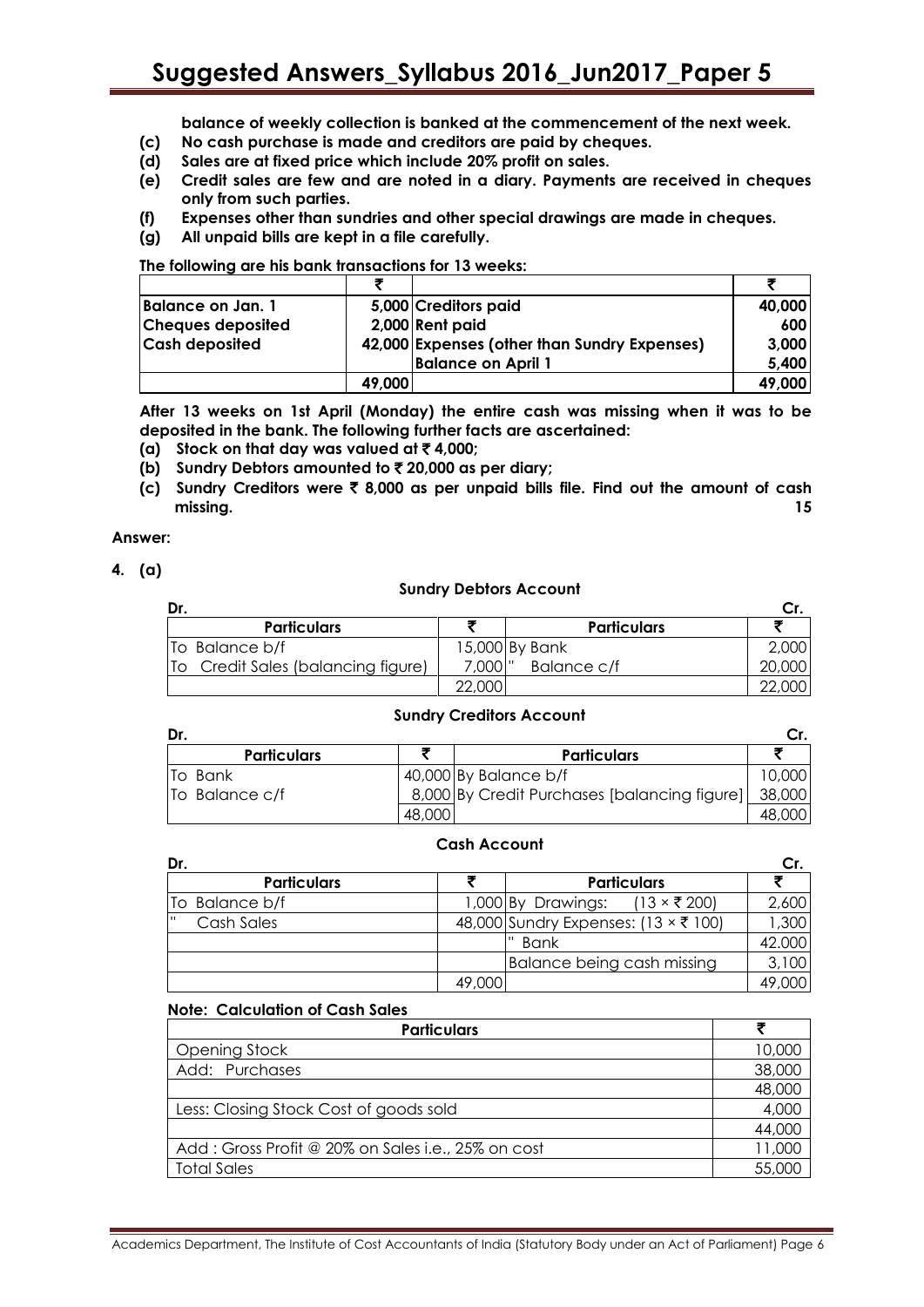balance of weekly collection is banked at the commencement of the next week.

**(c)** **No cash purchase is made and creditors are paid by cheques.**

**(d)** **Sales are at fixed price which include 20% profit on sales.**

**(e)** **Credit sales are few and are noted in a diary. Payments are received in cheques only from such parties.**

**(f)** **Expenses other than sundries and other special drawings are made in cheques.**

**(g)** **All unpaid bills are kept in a file carefully.**

**The following are his bank transactions for 13 weeks:**

| | ₹ | | ₹ |
|---|---|---|---|
| **Balance on Jan. 1** | **5,000** | **Creditors paid** | **40,000** |
| **Cheques deposited** | **2,000** | **Rent paid** | **600** |
| **Cash deposited** | **42,000** | **Expenses (other than Sundry Expenses)** | **3,000** |
| | | **Balance on April 1** | **5,400** |
| | **49,000** | | **49,000** |

**After 13 weeks on 1st April (Monday) the entire cash was missing when it was to be deposited in the bank. The following further facts are ascertained:**

**(a)** **Stock on that day was valued at ₹ 4,000;**

**(b)** **Sundry Debtors amounted to ₹ 20,000 as per diary;**

**(c)** **Sundry Creditors were ₹ 8,000 as per unpaid bills file. Find out the amount of cash missing.** **15**

**Answer:**

**4. (a)**

**Sundry Debtors Account**

**Dr.** **Cr.**

| Particulars | ₹ | Particulars | ₹ |
|---|---|---|---|
| To Balance b/f | 15,000 | By Bank | 2,000 |
| To Credit Sales (balancing figure) | 7,000 | " Balance c/f | 20,000 |
| | 22,000 | | 22,000 |

**Sundry Creditors Account**

**Dr.** **Cr.**

| Particulars | ₹ | Particulars | ₹ |
|---|---|---|---|
| To Bank | 40,000 | By Balance b/f | 10,000 |
| To Balance c/f | 8,000 | By Credit Purchases [balancing figure] | 38,000 |
| | 48,000 | | 48,000 |

**Cash Account**

**Dr.** **Cr.**

| Particulars | ₹ | Particulars | ₹ |
|---|---|---|---|
| To Balance b/f | 1,000 | By Drawings: (13 × ₹ 200) | 2,600 |
| " Cash Sales | 48,000 | Sundry Expenses: (13 × ₹ 100) | 1,300 |
| | | " Bank | 42,000 |
| | | Balance being cash missing | 3,100 |
| | 49,000 | | 49,000 |

**Note: Calculation of Cash Sales**

| Particulars | ₹ |
|---|---|
| Opening Stock | 10,000 |
| Add: Purchases | 38,000 |
| | 48,000 |
| Less: Closing Stock Cost of goods sold | 4,000 |
| | 44,000 |
| Add : Gross Profit @ 20% on Sales i.e., 25% on cost | 11,000 |
| Total Sales | 55,000 |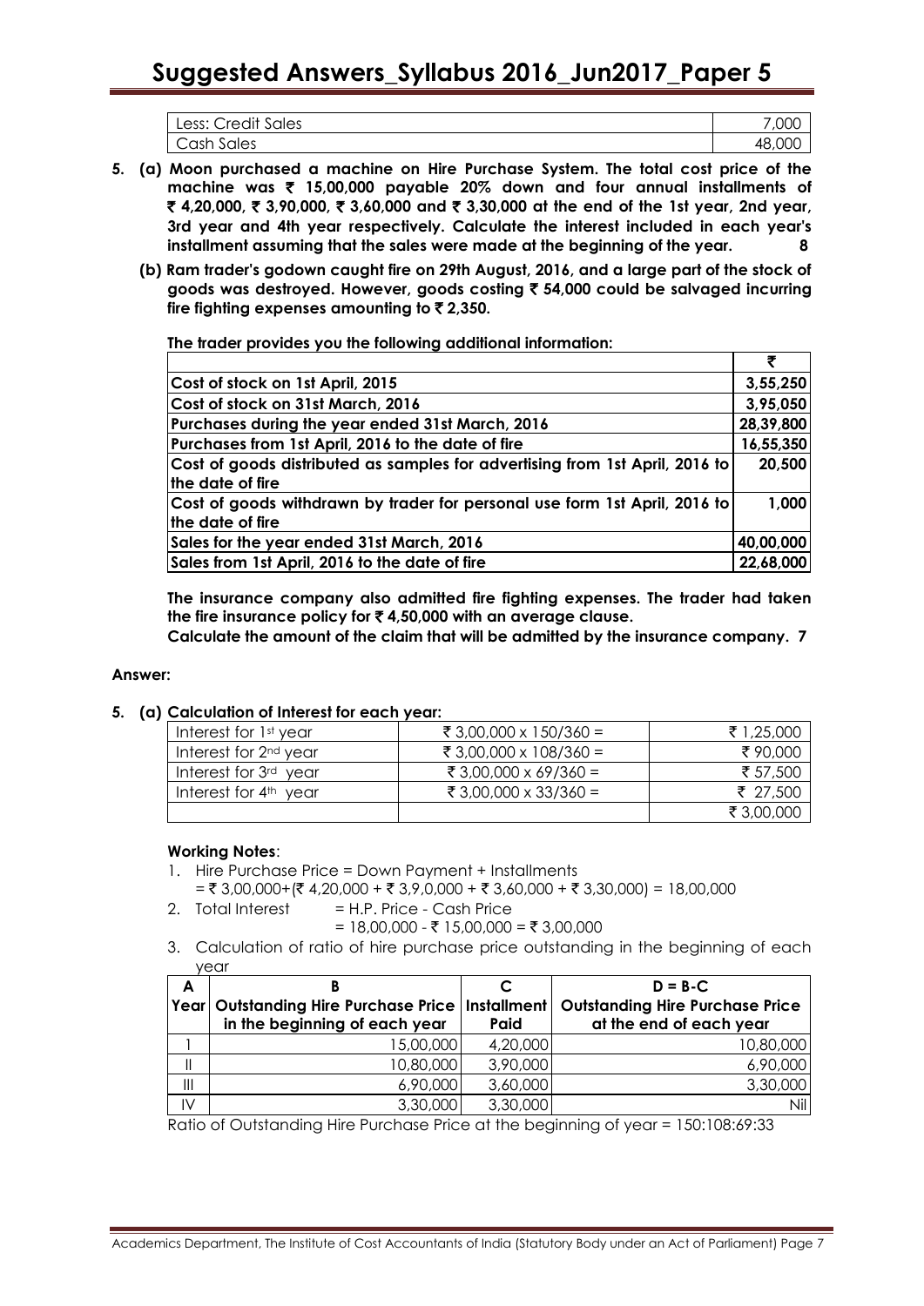| Less: Credit Sales | 7,000 |
|---|---|
| Cash Sales | 48,000 |

**5. (a) Moon purchased a machine on Hire Purchase System. The total cost price of the machine was ₹ 15,00,000 payable 20% down and four annual installments of ₹ 4,20,000, ₹ 3,90,000, ₹ 3,60,000 and ₹ 3,30,000 at the end of the 1st year, 2nd year, 3rd year and 4th year respectively. Calculate the interest included in each year's installment assuming that the sales were made at the beginning of the year. 8**

**(b) Ram trader's godown caught fire on 29th August, 2016, and a large part of the stock of goods was destroyed. However, goods costing ₹ 54,000 could be salvaged incurring fire fighting expenses amounting to ₹ 2,350.**

**The trader provides you the following additional information:**

| | ₹ |
|---|---|
| **Cost of stock on 1st April, 2015** | **3,55,250** |
| **Cost of stock on 31st March, 2016** | **3,95,050** |
| **Purchases during the year ended 31st March, 2016** | **28,39,800** |
| **Purchases from 1st April, 2016 to the date of fire** | **16,55,350** |
| **Cost of goods distributed as samples for advertising from 1st April, 2016 to the date of fire** | **20,500** |
| **Cost of goods withdrawn by trader for personal use form 1st April, 2016 to the date of fire** | **1,000** |
| **Sales for the year ended 31st March, 2016** | **40,00,000** |
| **Sales from 1st April, 2016 to the date of fire** | **22,68,000** |

**The insurance company also admitted fire fighting expenses. The trader had taken the fire insurance policy for ₹ 4,50,000 with an average clause.**

**Calculate the amount of the claim that will be admitted by the insurance company. 7**

**Answer:**

**5. (a) Calculation of Interest for each year:**

| Interest for 1st year | ₹ 3,00,000 x 150/360 = | ₹ 1,25,000 |
|---|---|---|
| Interest for 2nd year | ₹ 3,00,000 x 108/360 = | ₹ 90,000 |
| Interest for 3rd year | ₹ 3,00,000 x 69/360 = | ₹ 57,500 |
| Interest for 4th year | ₹ 3,00,000 x 33/360 = | ₹ 27,500 |
| | | ₹ 3,00,000 |

**Working Notes**:

1. Hire Purchase Price = Down Payment + Installments
   = ₹ 3,00,000+(₹ 4,20,000 + ₹ 3,9,0,000 + ₹ 3,60,000 + ₹ 3,30,000) = 18,00,000
2. Total Interest = H.P. Price - Cash Price
   = 18,00,000 - ₹ 15,00,000 = ₹ 3,00,000
3. Calculation of ratio of hire purchase price outstanding in the beginning of each year

| A | B | C | D = B-C |
|---|---|---|---|
| Year | Outstanding Hire Purchase Price in the beginning of each year | Installment Paid | Outstanding Hire Purchase Price at the end of each year |
| I | 15,00,000 | 4,20,000 | 10,80,000 |
| II | 10,80,000 | 3,90,000 | 6,90,000 |
| III | 6,90,000 | 3,60,000 | 3,30,000 |
| IV | 3,30,000 | 3,30,000 | Nil |

Ratio of Outstanding Hire Purchase Price at the beginning of year = 150:108:69:33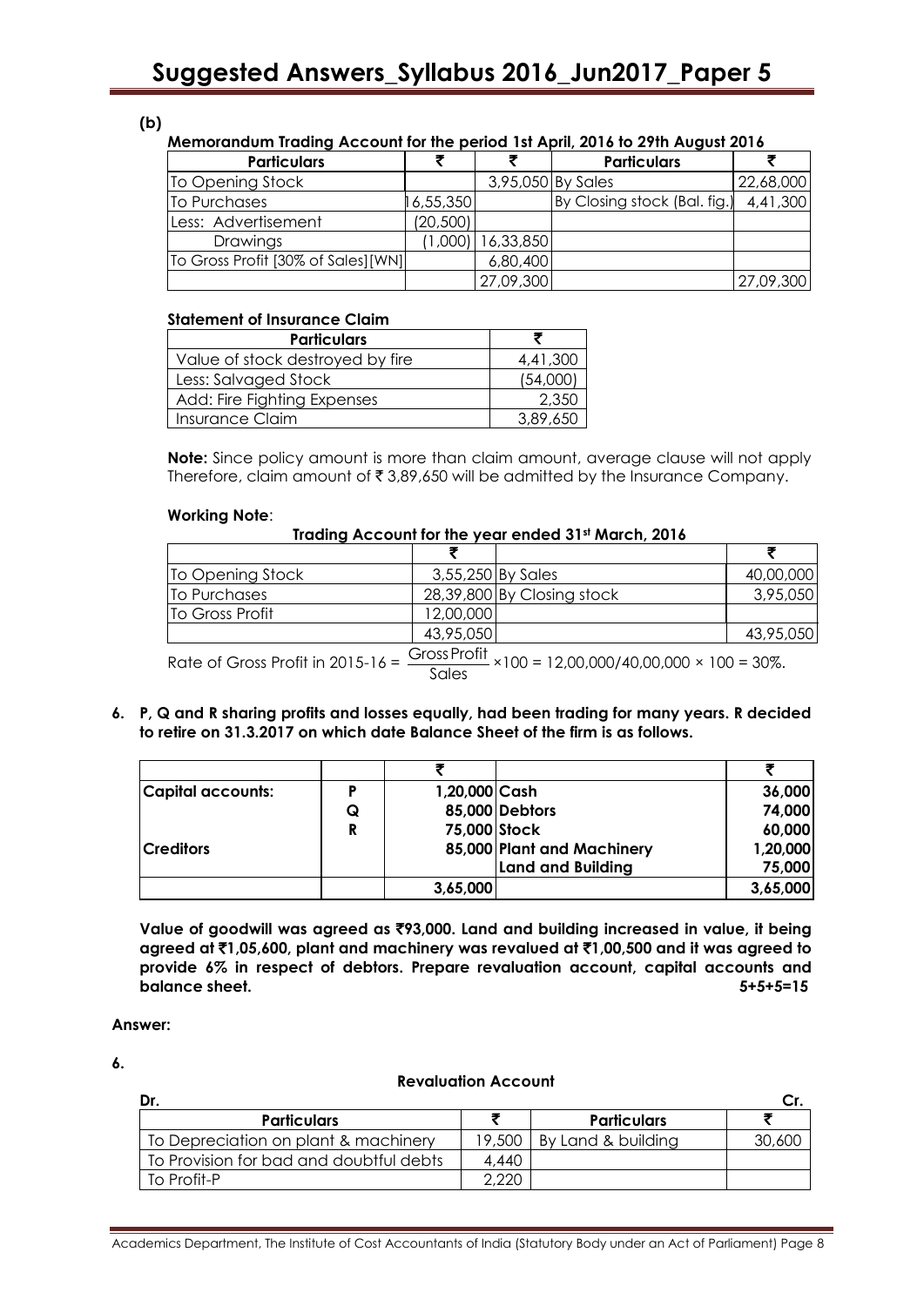**(b)**

**Memorandum Trading Account for the period 1st April, 2016 to 29th August 2016**

| Particulars | ₹ | ₹ | Particulars | ₹ |
|---|---|---|---|---|
| To Opening Stock | | 3,95,050 | By Sales | 22,68,000 |
| To Purchases | 16,55,350 | | By Closing stock (Bal. fig.) | 4,41,300 |
| Less: Advertisement | (20,500) | | | |
| Drawings | (1,000) | 16,33,850 | | |
| To Gross Profit [30% of Sales][WN] | | 6,80,400 | | |
| | | 27,09,300 | | 27,09,300 |

**Statement of Insurance Claim**

| Particulars | ₹ |
|---|---|
| Value of stock destroyed by fire | 4,41,300 |
| Less: Salvaged Stock | (54,000) |
| Add: Fire Fighting Expenses | 2,350 |
| Insurance Claim | 3,89,650 |

**Note:** Since policy amount is more than claim amount, average clause will not apply Therefore, claim amount of ₹ 3,89,650 will be admitted by the Insurance Company.

**Working Note**:

**Trading Account for the year ended 31st March, 2016**

| | ₹ | | ₹ |
|---|---|---|---|
| To Opening Stock | 3,55,250 | By Sales | 40,00,000 |
| To Purchases | 28,39,800 | By Closing stock | 3,95,050 |
| To Gross Profit | 12,00,000 | | |
| | 43,95,050 | | 43,95,050 |

Rate of Gross Profit in 2015-16 = $\frac{\text{Gross Profit}}{\text{Sales}} \times 100$ = 12,00,000/40,00,000 × 100 = 30%.

**6. P, Q and R sharing profits and losses equally, had been trading for many years. R decided to retire on 31.3.2017 on which date Balance Sheet of the firm is as follows.**

| | | ₹ | | ₹ |
|---|---|---|---|---|
| **Capital accounts:** | **P** | **1,20,000** | **Cash** | **36,000** |
| | **Q** | **85,000** | **Debtors** | **74,000** |
| | **R** | **75,000** | **Stock** | **60,000** |
| **Creditors** | | **85,000** | **Plant and Machinery** | **1,20,000** |
| | | | **Land and Building** | **75,000** |
| | | **3,65,000** | | **3,65,000** |

**Value of goodwill was agreed as ₹93,000. Land and building increased in value, it being agreed at ₹1,05,600, plant and machinery was revalued at ₹1,00,500 and it was agreed to provide 6% in respect of debtors. Prepare revaluation account, capital accounts and balance sheet.** **5+5+5=15**

**Answer:**

**6.**

**Revaluation Account**

Dr. Cr.

| Particulars | ₹ | Particulars | ₹ |
|---|---|---|---|
| To Depreciation on plant & machinery | 19,500 | By Land & building | 30,600 |
| To Provision for bad and doubtful debts | 4,440 | | |
| To Profit-P | 2,220 | | |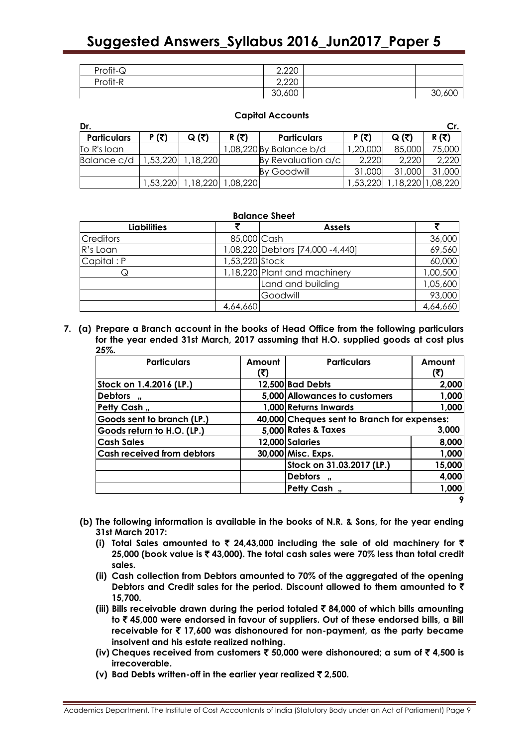| | | | |
|---|---|---|---|
| Profit-Q | 2,220 | | |
| Profit-R | 2,220 | | |
| | 30,600 | | 30,600 |

**Capital Accounts**

| Dr. | | | | | | | Cr. |
|---|---|---|---|---|---|---|---|
| **Particulars** | **P (₹)** | **Q (₹)** | **R (₹)** | **Particulars** | **P (₹)** | **Q (₹)** | **R (₹)** |
| To R's loan | | | 1,08,220 | By Balance b/d | 1,20,000 | 85,000 | 75,000 |
| Balance c/d | 1,53,220 | 1,18,220 | | By Revaluation a/c | 2,220 | 2,220 | 2,220 |
| | | | | By Goodwill | 31,000 | 31,000 | 31,000 |
| | 1,53,220 | 1,18,220 | 1,08,220 | | 1,53,220 | 1,18,220 | 1,08,220 |

**Balance Sheet**

| Liabilities | ₹ | Assets | ₹ |
|---|---|---|---|
| Creditors | 85,000 | Cash | 36,000 |
| R's Loan | 1,08,220 | Debtors [74,000 -4,440] | 69,560 |
| Capital : P | 1,53,220 | Stock | 60,000 |
| Q | 1,18,220 | Plant and machinery | 1,00,500 |
| | | Land and building | 1,05,600 |
| | | Goodwill | 93,000 |
| | 4,64,660 | | 4,64,660 |

**7. (a) Prepare a Branch account in the books of Head Office from the following particulars for the year ended 31st March, 2017 assuming that H.O. supplied goods at cost plus 25%.**

| Particulars | Amount (₹) | Particulars | Amount (₹) |
|---|---|---|---|
| **Stock on 1.4.2016 (I.P.)** | **12,500** | **Bad Debts** | **2,000** |
| **Debtors „** | **5,000** | **Allowances to customers** | **1,000** |
| **Petty Cash „** | **1,000** | **Returns Inwards** | **1,000** |
| **Goods sent to branch (I.P.)** | **40,000** | **Cheques sent to Branch for expenses:** | |
| **Goods return to H.O. (I.P.)** | **5,000** | **Rates & Taxes** | **3,000** |
| **Cash Sales** | **12,000** | **Salaries** | **8,000** |
| **Cash received from debtors** | **30,000** | **Misc. Exps.** | **1,000** |
| | | **Stock on 31.03.2017 (I.P.)** | **15,000** |
| | | **Debtors „** | **4,000** |
| | | **Petty Cash „** | **1,000** |

**9**

**(b) The following information is available in the books of N.R. & Sons, for the year ending 31st March 2017:**

**(i) Total Sales amounted to ₹ 24,43,000 including the sale of old machinery for ₹ 25,000 (book value is ₹ 43,000). The total cash sales were 70% less than total credit sales.**

**(ii) Cash collection from Debtors amounted to 70% of the aggregated of the opening Debtors and Credit sales for the period. Discount allowed to them amounted to ₹ 15,700.**

**(iii) Bills receivable drawn during the period totaled ₹ 84,000 of which bills amounting to ₹ 45,000 were endorsed in favour of suppliers. Out of these endorsed bills, a Bill receivable for ₹ 17,600 was dishonoured for non-payment, as the party became insolvent and his estate realized nothing.**

**(iv) Cheques received from customers ₹ 50,000 were dishonoured; a sum of ₹ 4,500 is irrecoverable.**

**(v) Bad Debts written-off in the earlier year realized ₹ 2,500.**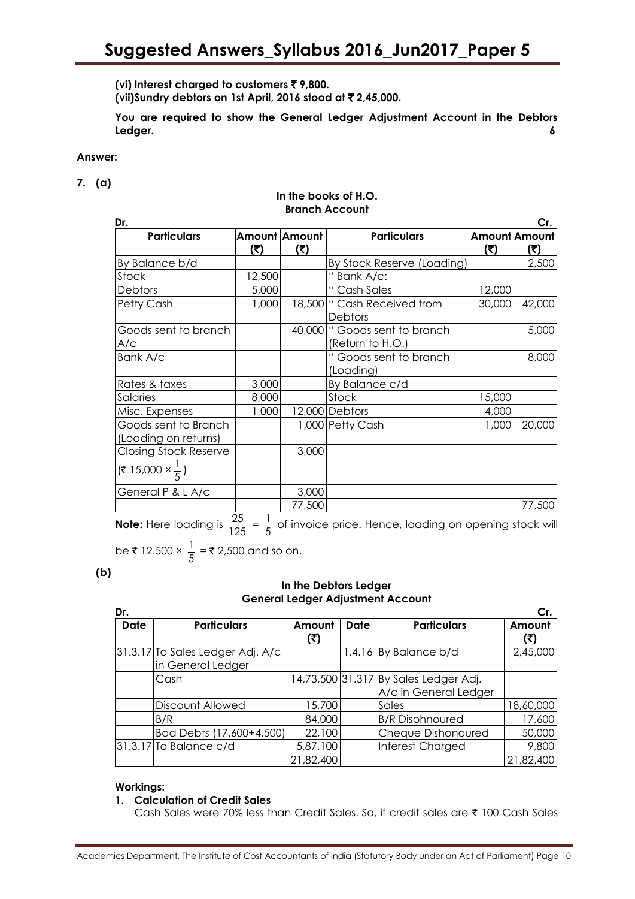**(vi) Interest charged to customers ₹ 9,800.**
**(vii)Sundry debtors on 1st April, 2016 stood at ₹ 2,45,000.**

**You are required to show the General Ledger Adjustment Account in the Debtors Ledger.** **6**

**Answer:**

**7. (a)**

**In the books of H.O.**
**Branch Account**

| Dr. | | | | | Cr. |
|---|---|---|---|---|---|
| **Particulars** | **Amount (₹)** | **Amount (₹)** | **Particulars** | **Amount (₹)** | **Amount (₹)** |
| By Balance b/d | | | By Stock Reserve (Loading) | | 2,500 |
| Stock | 12,500 | | " Bank A/c: | | |
| Debtors | 5,000 | | " Cash Sales | 12,000 | |
| Petty Cash | 1,000 | 18,500 | " Cash Received from Debtors | 30,000 | 42,000 |
| Goods sent to branch A/c | | 40,000 | " Goods sent to branch (Return to H.O.) | | 5,000 |
| Bank A/c | | | " Goods sent to branch (Loading) | | 8,000 |
| Rates & taxes | 3,000 | | By Balance c/d | | |
| Salaries | 8,000 | | Stock | 15,000 | |
| Misc. Expenses | 1,000 | 12,000 | Debtors | 4,000 | |
| Goods sent to Branch (Loading on returns) | | 1,000 | Petty Cash | 1,000 | 20,000 |
| Closing Stock Reserve (₹ 15,000 × $\frac{1}{5}$) | | 3,000 | | | |
| General P & L A/c | | 3,000 | | | |
| | | 77,500 | | | 77,500 |

**Note:** Here loading is $\frac{25}{125} = \frac{1}{5}$ of invoice price. Hence, loading on opening stock will be ₹ 12.500 × $\frac{1}{5}$ = ₹ 2,500 and so on.

**(b)**

**In the Debtors Ledger**
**General Ledger Adjustment Account**

| Dr. | | | | | Cr. |
|---|---|---|---|---|---|
| **Date** | **Particulars** | **Amount (₹)** | **Date** | **Particulars** | **Amount (₹)** |
| 31.3.17 | To Sales Ledger Adj. A/c in General Ledger | | 1.4.16 | By Balance b/d | 2,45,000 |
| | Cash | 14,73,500 | 31.317 | By Sales Ledger Adj. A/c in General Ledger | |
| | Discount Allowed | 15,700 | | Sales | 18,60,000 |
| | B/R | 84,000 | | B/R Disohnoured | 17,600 |
| | Bad Debts (17,600+4,500) | 22,100 | | Cheque Dishonoured | 50,000 |
| 31.3.17 | To Balance c/d | 5,87,100 | | Interest Charged | 9,800 |
| | | 21,82,400 | | | 21,82,400 |

**Workings:**

**1. Calculation of Credit Sales**

Cash Sales were 70% less than Credit Sales. So, if credit sales are ₹ 100 Cash Sales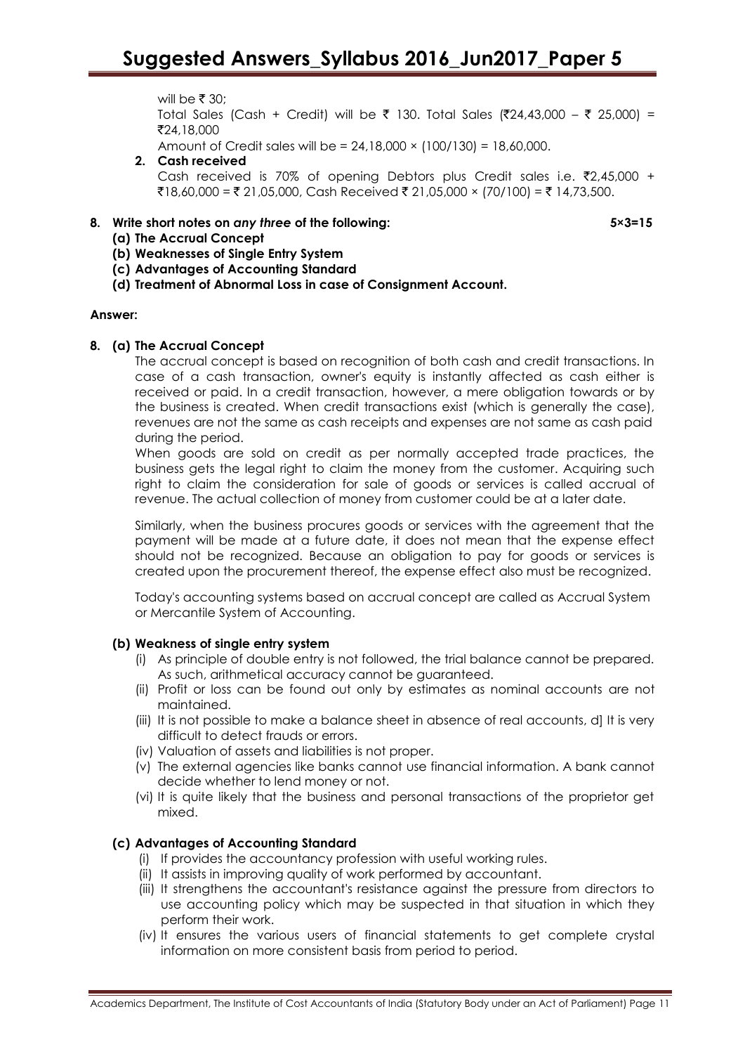will be ₹ 30;

Total Sales (Cash + Credit) will be ₹ 130. Total Sales (₹24,43,000 – ₹ 25,000) = ₹24,18,000

Amount of Credit sales will be = 24,18,000 × (100/130) = 18,60,000.

**2. Cash received**

Cash received is 70% of opening Debtors plus Credit sales i.e. ₹2,45,000 + ₹18,60,000 = ₹ 21,05,000, Cash Received ₹ 21,05,000 × (70/100) = ₹ 14,73,500.

**8. Write short notes on *any three* of the following: 5×3=15**

**(a) The Accrual Concept**

**(b) Weaknesses of Single Entry System**

**(c) Advantages of Accounting Standard**

**(d) Treatment of Abnormal Loss in case of Consignment Account.**

**Answer:**

**8. (a) The Accrual Concept**

The accrual concept is based on recognition of both cash and credit transactions. In case of a cash transaction, owner's equity is instantly affected as cash either is received or paid. In a credit transaction, however, a mere obligation towards or by the business is created. When credit transactions exist (which is generally the case), revenues are not the same as cash receipts and expenses are not same as cash paid during the period.

When goods are sold on credit as per normally accepted trade practices, the business gets the legal right to claim the money from the customer. Acquiring such right to claim the consideration for sale of goods or services is called accrual of revenue. The actual collection of money from customer could be at a later date.

Similarly, when the business procures goods or services with the agreement that the payment will be made at a future date, it does not mean that the expense effect should not be recognized. Because an obligation to pay for goods or services is created upon the procurement thereof, the expense effect also must be recognized.

Today's accounting systems based on accrual concept are called as Accrual System or Mercantile System of Accounting.

**(b) Weakness of single entry system**

(i) As principle of double entry is not followed, the trial balance cannot be prepared. As such, arithmetical accuracy cannot be guaranteed.

(ii) Profit or loss can be found out only by estimates as nominal accounts are not maintained.

(iii) It is not possible to make a balance sheet in absence of real accounts, d] It is very difficult to detect frauds or errors.

(iv) Valuation of assets and liabilities is not proper.

(v) The external agencies like banks cannot use financial information. A bank cannot decide whether to lend money or not.

(vi) It is quite likely that the business and personal transactions of the proprietor get mixed.

**(c) Advantages of Accounting Standard**

(i) If provides the accountancy profession with useful working rules.

(ii) It assists in improving quality of work performed by accountant.

(iii) It strengthens the accountant's resistance against the pressure from directors to use accounting policy which may be suspected in that situation in which they perform their work.

(iv) It ensures the various users of financial statements to get complete crystal information on more consistent basis from period to period.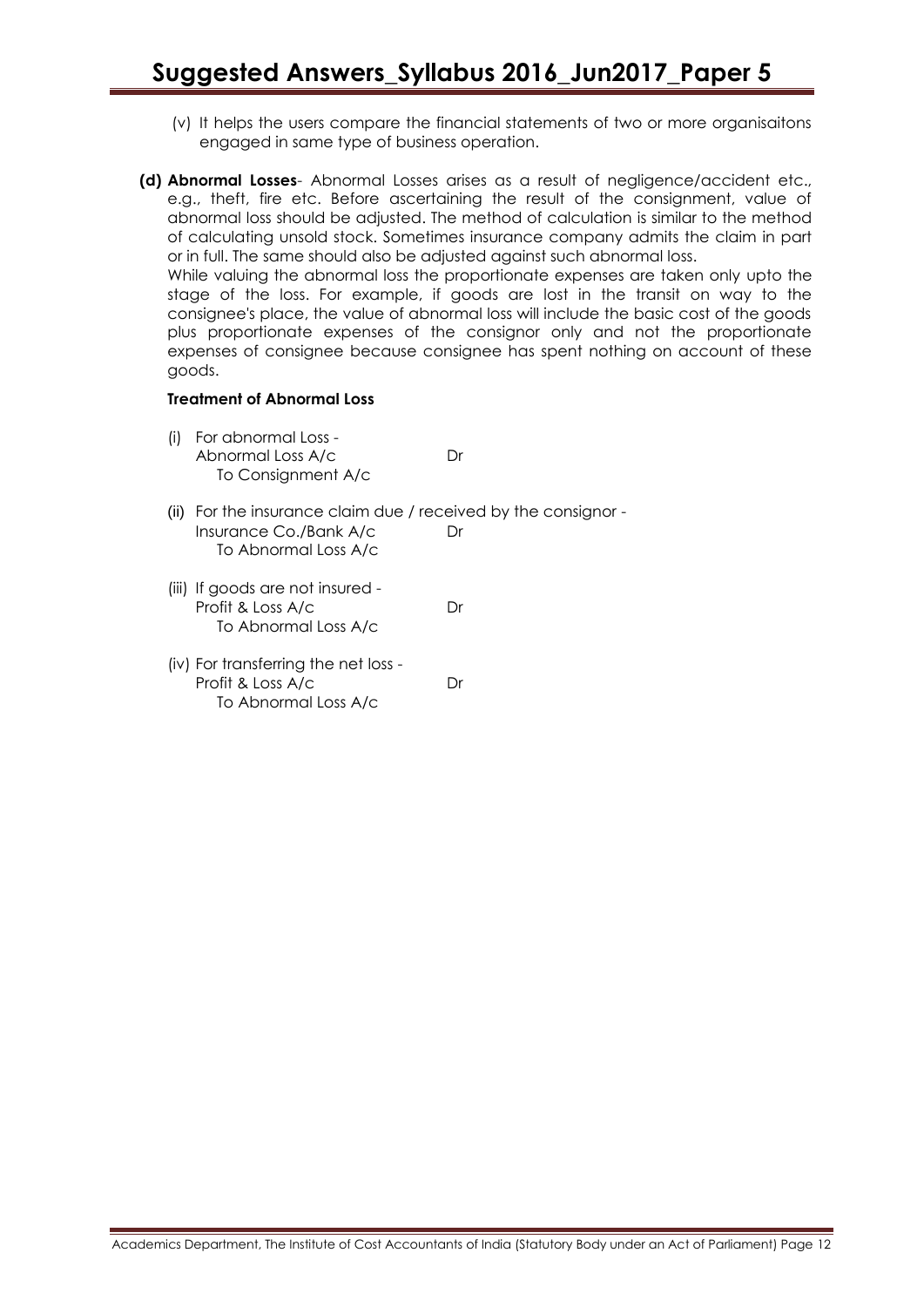(v) It helps the users compare the financial statements of two or more organisaitons engaged in same type of business operation.

**(d) Abnormal Losses**- Abnormal Losses arises as a result of negligence/accident etc., e.g., theft, fire etc. Before ascertaining the result of the consignment, value of abnormal loss should be adjusted. The method of calculation is similar to the method of calculating unsold stock. Sometimes insurance company admits the claim in part or in full. The same should also be adjusted against such abnormal loss.

While valuing the abnormal loss the proportionate expenses are taken only upto the stage of the loss. For example, if goods are lost in the transit on way to the consignee's place, the value of abnormal loss will include the basic cost of the goods plus proportionate expenses of the consignor only and not the proportionate expenses of consignee because consignee has spent nothing on account of these goods.

**Treatment of Abnormal Loss**

(i) For abnormal Loss -
Abnormal Loss A/c Dr
&nbsp;&nbsp;&nbsp;&nbsp;To Consignment A/c

(ii) For the insurance claim due / received by the consignor -
Insurance Co./Bank A/c Dr
&nbsp;&nbsp;&nbsp;&nbsp;To Abnormal Loss A/c

(iii) If goods are not insured -
Profit & Loss A/c Dr
&nbsp;&nbsp;&nbsp;&nbsp;To Abnormal Loss A/c

(iv) For transferring the net loss -
Profit & Loss A/c Dr
&nbsp;&nbsp;&nbsp;&nbsp;To Abnormal Loss A/c